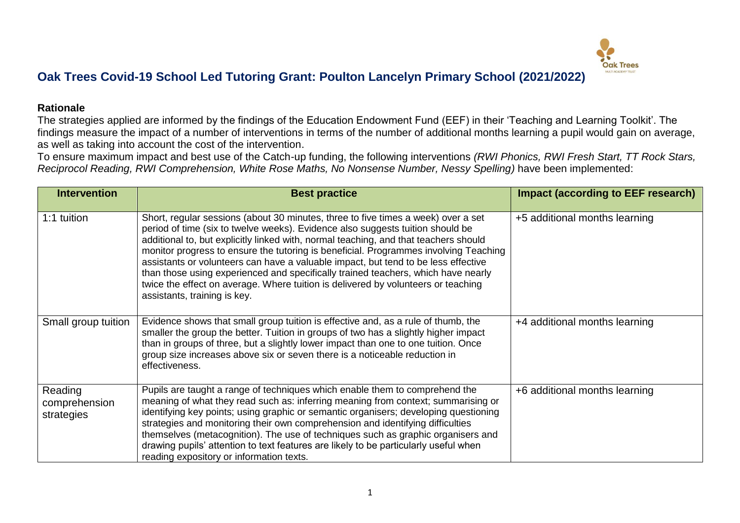# Oak Trees Covid-19 School Led Tutoring Grant: Poulton Lancelyn Primary School (2021/2022)

## Rationale

The strategies applied are informed by the findings of the Education Endowment Fund (EEF) in their 'Teaching and Learning Toolkit'. The findings measure the impact of a number of interventions in terms of the number of additional months learning a pupil would gain on average, as well as taking into account the cost of the intervention.

To ensure maximum impact and best use of the Catch-up funding, the following interventions *(RWI Phonics, RWI Fresh Start, TT Rock Stars, Reciprocol Reading, RWI Comprehension, White Rose Maths, No Nonsense Number, Nessy Spelling)* have been implemented:

| Intervention | Best practice | Impact (according to EEF research) |
| --- | --- | --- |
| 1:1 tuition | Short, regular sessions (about 30 minutes, three to five times a week) over a set period of time (six to twelve weeks). Evidence also suggests tuition should be additional to, but explicitly linked with, normal teaching, and that teachers should monitor progress to ensure the tutoring is beneficial. Programmes involving Teaching assistants or volunteers can have a valuable impact, but tend to be less effective than those using experienced and specifically trained teachers, which have nearly twice the effect on average. Where tuition is delivered by volunteers or teaching assistants, training is key. | +5 additional months learning |
| Small group tuition | Evidence shows that small group tuition is effective and, as a rule of thumb, the smaller the group the better. Tuition in groups of two has a slightly higher impact than in groups of three, but a slightly lower impact than one to one tuition. Once group size increases above six or seven there is a noticeable reduction in effectiveness. | +4 additional months learning |
| Reading comprehension strategies | Pupils are taught a range of techniques which enable them to comprehend the meaning of what they read such as: inferring meaning from context; summarising or identifying key points; using graphic or semantic organisers; developing questioning strategies and monitoring their own comprehension and identifying difficulties themselves (metacognition). The use of techniques such as graphic organisers and drawing pupils' attention to text features are likely to be particularly useful when reading expository or information texts. | +6 additional months learning |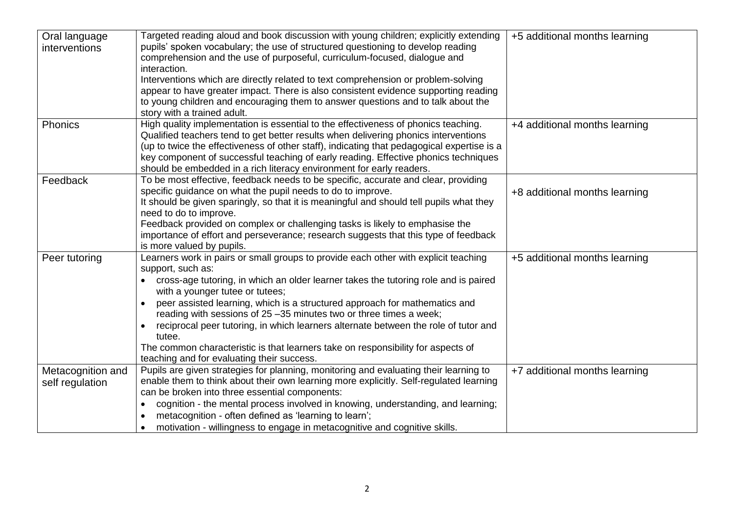| Oral language interventions | Targeted reading aloud and book discussion with young children; explicitly extending pupils' spoken vocabulary; the use of structured questioning to develop reading comprehension and the use of purposeful, curriculum-focused, dialogue and interaction.<br>Interventions which are directly related to text comprehension or problem-solving appear to have greater impact. There is also consistent evidence supporting reading to young children and encouraging them to answer questions and to talk about the story with a trained adult. | +5 additional months learning |
|---|---|---|
| Phonics | High quality implementation is essential to the effectiveness of phonics teaching. Qualified teachers tend to get better results when delivering phonics interventions (up to twice the effectiveness of other staff), indicating that pedagogical expertise is a key component of successful teaching of early reading. Effective phonics techniques should be embedded in a rich literacy environment for early readers. | +4 additional months learning |
| Feedback | To be most effective, feedback needs to be specific, accurate and clear, providing specific guidance on what the pupil needs to do to improve.<br>It should be given sparingly, so that it is meaningful and should tell pupils what they need to do to improve.<br>Feedback provided on complex or challenging tasks is likely to emphasise the importance of effort and perseverance; research suggests that this type of feedback is more valued by pupils. | +8 additional months learning |
| Peer tutoring | Learners work in pairs or small groups to provide each other with explicit teaching support, such as:<br>• cross-age tutoring, in which an older learner takes the tutoring role and is paired with a younger tutee or tutees;<br>• peer assisted learning, which is a structured approach for mathematics and reading with sessions of 25 –35 minutes two or three times a week;<br>• reciprocal peer tutoring, in which learners alternate between the role of tutor and tutee.<br>The common characteristic is that learners take on responsibility for aspects of teaching and for evaluating their success. | +5 additional months learning |
| Metacognition and self regulation | Pupils are given strategies for planning, monitoring and evaluating their learning to enable them to think about their own learning more explicitly. Self-regulated learning can be broken into three essential components:<br>• cognition - the mental process involved in knowing, understanding, and learning;<br>• metacognition - often defined as 'learning to learn';<br>• motivation - willingness to engage in metacognitive and cognitive skills. | +7 additional months learning |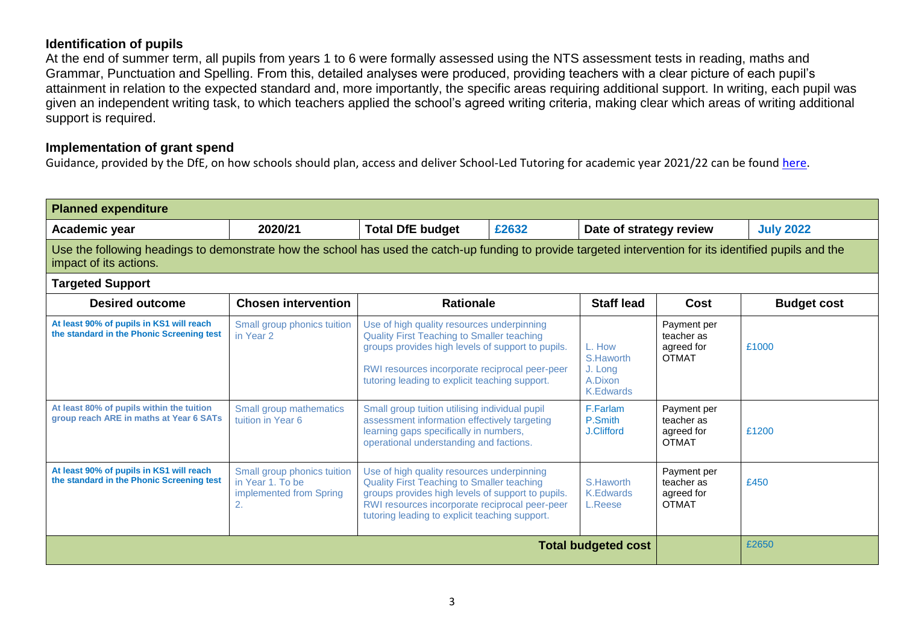### Identification of pupils

At the end of summer term, all pupils from years 1 to 6 were formally assessed using the NTS assessment tests in reading, maths and Grammar, Punctuation and Spelling. From this, detailed analyses were produced, providing teachers with a clear picture of each pupil's attainment in relation to the expected standard and, more importantly, the specific areas requiring additional support. In writing, each pupil was given an independent writing task, to which teachers applied the school's agreed writing criteria, making clear which areas of writing additional support is required.

### Implementation of grant spend

Guidance, provided by the DfE, on how schools should plan, access and deliver School-Led Tutoring for academic year 2021/22 can be found here.

| **Planned expenditure** | | | | | | |
|---|---|---|---|---|---|---|
| **Academic year** | **2020/21** | **Total DfE budget** | **£2632** | **Date of strategy review** | | **July 2022** |
| Use the following headings to demonstrate how the school has used the catch-up funding to provide targeted intervention for its identified pupils and the impact of its actions. | | | | | | |
| **Targeted Support** | | | | | | |
| **Desired outcome** | **Chosen intervention** | **Rationale** | | **Staff lead** | **Cost** | **Budget cost** |
| **At least 90% of pupils in KS1 will reach the standard in the Phonic Screening test** | Small group phonics tuition in Year 2 | Use of high quality resources underpinning Quality First Teaching to Smaller teaching groups provides high levels of support to pupils. RWI resources incorporate reciprocal peer-peer tutoring leading to explicit teaching support. | | L. How S.Haworth J. Long A.Dixon K.Edwards | Payment per teacher as agreed for OTMAT | £1000 |
| **At least 80% of pupils within the tuition group reach ARE in maths at Year 6 SATs** | Small group mathematics tuition in Year 6 | Small group tuition utilising individual pupil assessment information effectively targeting learning gaps specifically in numbers, operational understanding and factions. | | F.Farlam P.Smith J.Clifford | Payment per teacher as agreed for OTMAT | £1200 |
| **At least 90% of pupils in KS1 will reach the standard in the Phonic Screening test** | Small group phonics tuition in Year 1. To be implemented from Spring 2. | Use of high quality resources underpinning Quality First Teaching to Smaller teaching groups provides high levels of support to pupils. RWI resources incorporate reciprocal peer-peer tutoring leading to explicit teaching support. | | S.Haworth K.Edwards L.Reese | Payment per teacher as agreed for OTMAT | £450 |
| | | | | **Total budgeted cost** | | £2650 |